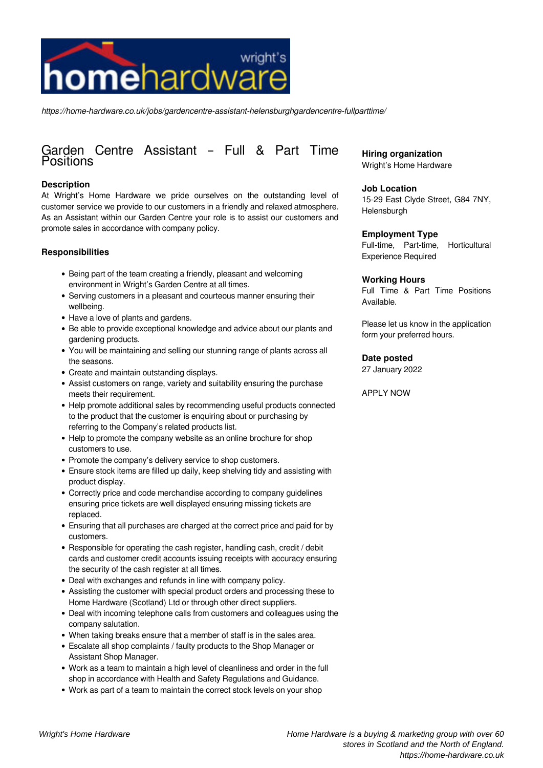*https://home-hardware.co.uk/jobs/gardencentre-assistant-helensburghgardencentre-fullparttime/*

# Garden Centre Assistant – Full & Part Time Positions

### Description

At Wright's Home Hardware we pride ourselves on the outstanding level of customer service we provide to our customers in a friendly and relaxed atmosphere. As an Assistant within our Garden Centre your role is to assist our customers and promote sales in accordance with company policy.

### Responsibilities

- Being part of the team creating a friendly, pleasant and welcoming environment in Wright's Garden Centre at all times.
- Serving customers in a pleasant and courteous manner ensuring their wellbeing.
- Have a love of plants and gardens.
- Be able to provide exceptional knowledge and advice about our plants and gardening products.
- You will be maintaining and selling our stunning range of plants across all the seasons.
- Create and maintain outstanding displays.
- Assist customers on range, variety and suitability ensuring the purchase meets their requirement.
- Help promote additional sales by recommending useful products connected to the product that the customer is enquiring about or purchasing by referring to the Company's related products list.
- Help to promote the company website as an online brochure for shop customers to use.
- Promote the company's delivery service to shop customers.
- Ensure stock items are filled up daily, keep shelving tidy and assisting with product display.
- Correctly price and code merchandise according to company guidelines ensuring price tickets are well displayed ensuring missing tickets are replaced.
- Ensuring that all purchases are charged at the correct price and paid for by customers.
- Responsible for operating the cash register, handling cash, credit / debit cards and customer credit accounts issuing receipts with accuracy ensuring the security of the cash register at all times.
- Deal with exchanges and refunds in line with company policy.
- Assisting the customer with special product orders and processing these to Home Hardware (Scotland) Ltd or through other direct suppliers.
- Deal with incoming telephone calls from customers and colleagues using the company salutation.
- When taking breaks ensure that a member of staff is in the sales area.
- Escalate all shop complaints / faulty products to the Shop Manager or Assistant Shop Manager.
- Work as a team to maintain a high level of cleanliness and order in the full shop in accordance with Health and Safety Regulations and Guidance.
- Work as part of a team to maintain the correct stock levels on your shop

**Hiring organization**
Wright's Home Hardware

**Job Location**
15-29 East Clyde Street, G84 7NY, Helensburgh

**Employment Type**
Full-time, Part-time, Horticultural Experience Required

**Working Hours**
Full Time & Part Time Positions Available.

Please let us know in the application form your preferred hours.

**Date posted**
27 January 2022

APPLY NOW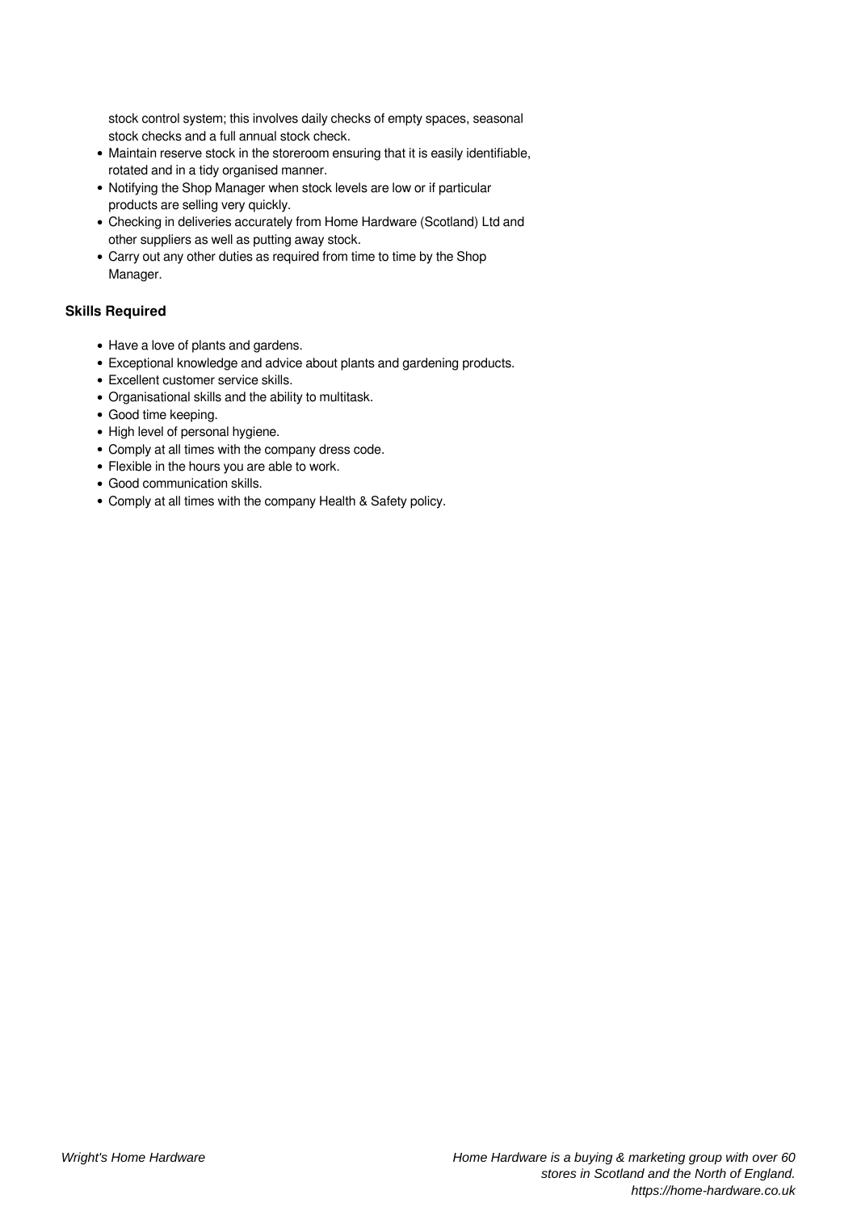stock control system; this involves daily checks of empty spaces, seasonal stock checks and a full annual stock check.

- Maintain reserve stock in the storeroom ensuring that it is easily identifiable, rotated and in a tidy organised manner.
- Notifying the Shop Manager when stock levels are low or if particular products are selling very quickly.
- Checking in deliveries accurately from Home Hardware (Scotland) Ltd and other suppliers as well as putting away stock.
- Carry out any other duties as required from time to time by the Shop Manager.

### Skills Required

- Have a love of plants and gardens.
- Exceptional knowledge and advice about plants and gardening products.
- Excellent customer service skills.
- Organisational skills and the ability to multitask.
- Good time keeping.
- High level of personal hygiene.
- Comply at all times with the company dress code.
- Flexible in the hours you are able to work.
- Good communication skills.
- Comply at all times with the company Health & Safety policy.